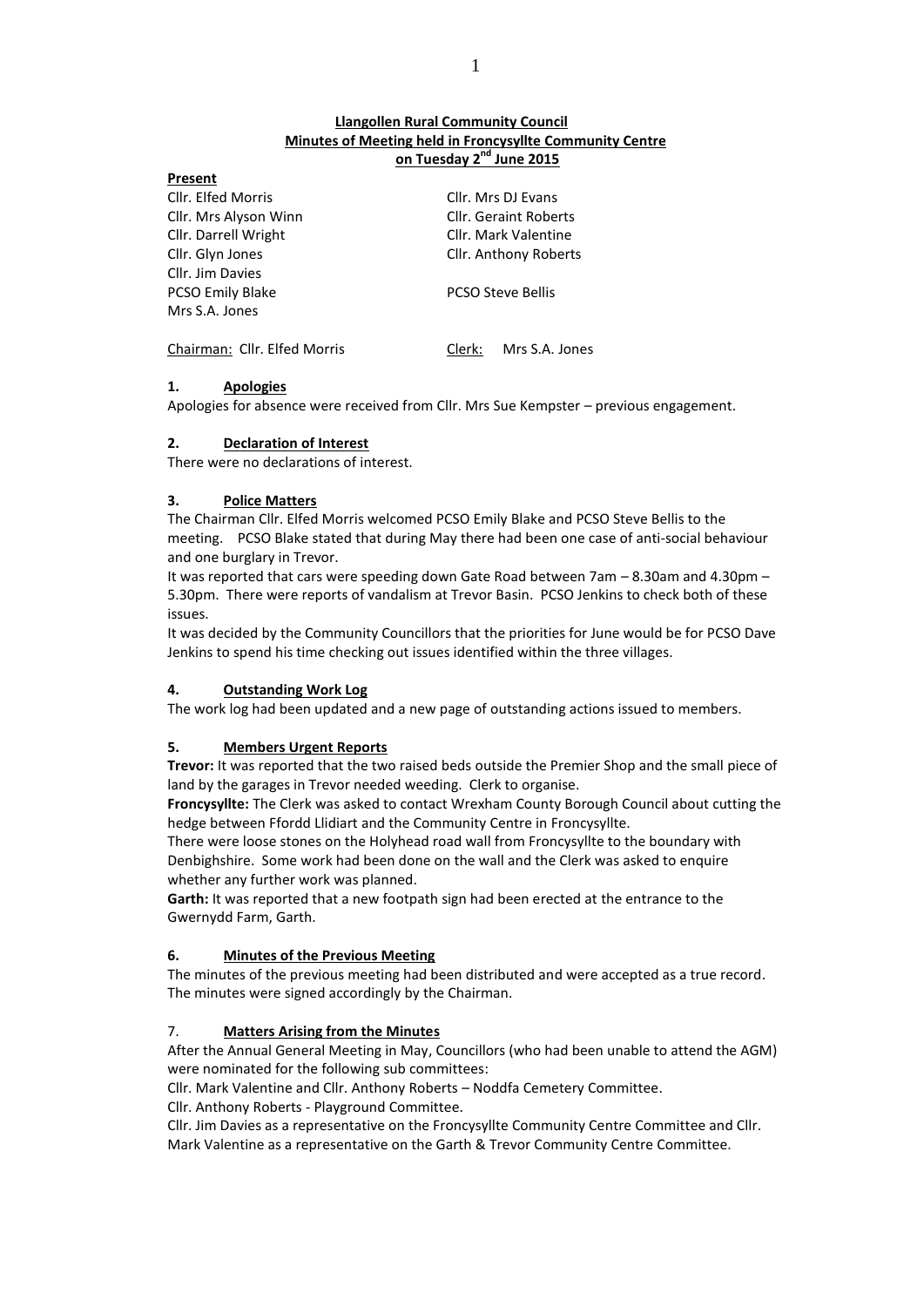**Llangollen Rural Community Council**
**Minutes of Meeting held in Froncysyllte Community Centre**
**on Tuesday 2nd June 2015**

**Present**

Cllr. Elfed Morris
Cllr. Mrs DJ Evans
Cllr. Mrs Alyson Winn
Cllr. Geraint Roberts
Cllr. Darrell Wright
Cllr. Mark Valentine
Cllr. Glyn Jones
Cllr. Anthony Roberts
Cllr. Jim Davies
PCSO Emily Blake
PCSO Steve Bellis
Mrs S.A. Jones

Chairman: Cllr. Elfed Morris
Clerk: Mrs S.A. Jones

## 1. Apologies

Apologies for absence were received from Cllr. Mrs Sue Kempster – previous engagement.

## 2. Declaration of Interest

There were no declarations of interest.

## 3. Police Matters

The Chairman Cllr. Elfed Morris welcomed PCSO Emily Blake and PCSO Steve Bellis to the meeting. PCSO Blake stated that during May there had been one case of anti-social behaviour and one burglary in Trevor.

It was reported that cars were speeding down Gate Road between 7am – 8.30am and 4.30pm – 5.30pm. There were reports of vandalism at Trevor Basin. PCSO Jenkins to check both of these issues.

It was decided by the Community Councillors that the priorities for June would be for PCSO Dave Jenkins to spend his time checking out issues identified within the three villages.

## 4. Outstanding Work Log

The work log had been updated and a new page of outstanding actions issued to members.

## 5. Members Urgent Reports

**Trevor:** It was reported that the two raised beds outside the Premier Shop and the small piece of land by the garages in Trevor needed weeding. Clerk to organise.

**Froncysyllte:** The Clerk was asked to contact Wrexham County Borough Council about cutting the hedge between Ffordd Llidiart and the Community Centre in Froncysyllte.

There were loose stones on the Holyhead road wall from Froncysyllte to the boundary with Denbighshire. Some work had been done on the wall and the Clerk was asked to enquire whether any further work was planned.

**Garth:** It was reported that a new footpath sign had been erected at the entrance to the Gwernydd Farm, Garth.

## 6. Minutes of the Previous Meeting

The minutes of the previous meeting had been distributed and were accepted as a true record. The minutes were signed accordingly by the Chairman.

## 7. Matters Arising from the Minutes

After the Annual General Meeting in May, Councillors (who had been unable to attend the AGM) were nominated for the following sub committees:

Cllr. Mark Valentine and Cllr. Anthony Roberts – Noddfa Cemetery Committee.

Cllr. Anthony Roberts - Playground Committee.

Cllr. Jim Davies as a representative on the Froncysyllte Community Centre Committee and Cllr. Mark Valentine as a representative on the Garth & Trevor Community Centre Committee.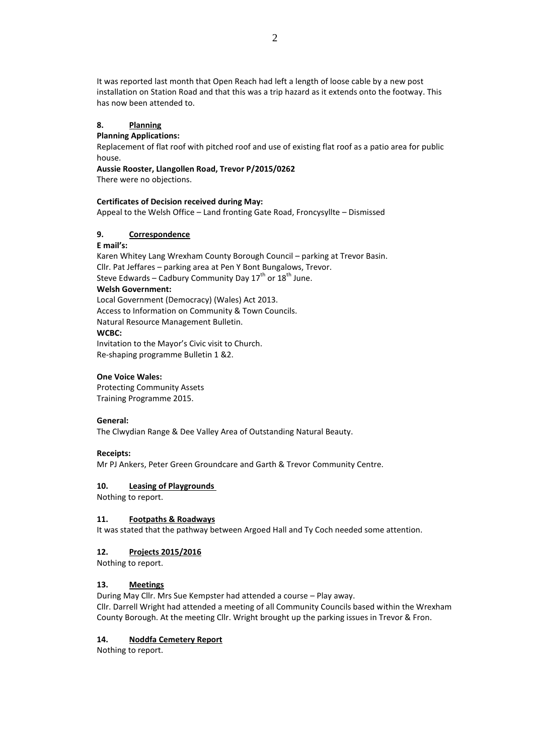It was reported last month that Open Reach had left a length of loose cable by a new post installation on Station Road and that this was a trip hazard as it extends onto the footway. This has now been attended to.

## 8. Planning

**Planning Applications:**

Replacement of flat roof with pitched roof and use of existing flat roof as a patio area for public house.

**Aussie Rooster, Llangollen Road, Trevor P/2015/0262**

There were no objections.

**Certificates of Decision received during May:**

Appeal to the Welsh Office – Land fronting Gate Road, Froncysyllte – Dismissed

## 9. Correspondence

**E mail's:**

Karen Whitey Lang Wrexham County Borough Council – parking at Trevor Basin.
Cllr. Pat Jeffares – parking area at Pen Y Bont Bungalows, Trevor.
Steve Edwards – Cadbury Community Day 17th or 18th June.

**Welsh Government:**

Local Government (Democracy) (Wales) Act 2013.
Access to Information on Community & Town Councils.
Natural Resource Management Bulletin.

**WCBC:**

Invitation to the Mayor's Civic visit to Church.
Re-shaping programme Bulletin 1 &2.

**One Voice Wales:**

Protecting Community Assets
Training Programme 2015.

**General:**

The Clwydian Range & Dee Valley Area of Outstanding Natural Beauty.

**Receipts:**

Mr PJ Ankers, Peter Green Groundcare and Garth & Trevor Community Centre.

## 10. Leasing of Playgrounds

Nothing to report.

## 11. Footpaths & Roadways

It was stated that the pathway between Argoed Hall and Ty Coch needed some attention.

## 12. Projects 2015/2016

Nothing to report.

## 13. Meetings

During May Cllr. Mrs Sue Kempster had attended a course – Play away.
Cllr. Darrell Wright had attended a meeting of all Community Councils based within the Wrexham County Borough. At the meeting Cllr. Wright brought up the parking issues in Trevor & Fron.

## 14. Noddfa Cemetery Report

Nothing to report.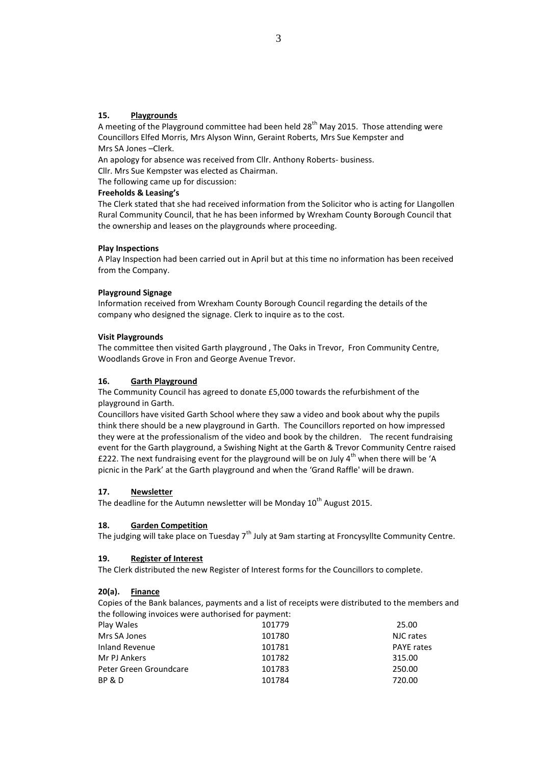**15. Playgrounds**

A meeting of the Playground committee had been held 28th May 2015. Those attending were Councillors Elfed Morris, Mrs Alyson Winn, Geraint Roberts, Mrs Sue Kempster and Mrs SA Jones –Clerk.

An apology for absence was received from Cllr. Anthony Roberts- business.

Cllr. Mrs Sue Kempster was elected as Chairman.

The following came up for discussion:

**Freeholds & Leasing's**

The Clerk stated that she had received information from the Solicitor who is acting for Llangollen Rural Community Council, that he has been informed by Wrexham County Borough Council that the ownership and leases on the playgrounds where proceeding.

**Play Inspections**

A Play Inspection had been carried out in April but at this time no information has been received from the Company.

**Playground Signage**

Information received from Wrexham County Borough Council regarding the details of the company who designed the signage. Clerk to inquire as to the cost.

**Visit Playgrounds**

The committee then visited Garth playground , The Oaks in Trevor, Fron Community Centre, Woodlands Grove in Fron and George Avenue Trevor.

**16. Garth Playground**

The Community Council has agreed to donate £5,000 towards the refurbishment of the playground in Garth.

Councillors have visited Garth School where they saw a video and book about why the pupils think there should be a new playground in Garth. The Councillors reported on how impressed they were at the professionalism of the video and book by the children. The recent fundraising event for the Garth playground, a Swishing Night at the Garth & Trevor Community Centre raised £222. The next fundraising event for the playground will be on July 4th when there will be 'A picnic in the Park' at the Garth playground and when the 'Grand Raffle' will be drawn.

**17. Newsletter**

The deadline for the Autumn newsletter will be Monday 10th August 2015.

**18. Garden Competition**

The judging will take place on Tuesday 7th July at 9am starting at Froncysyllte Community Centre.

**19. Register of Interest**

The Clerk distributed the new Register of Interest forms for the Councillors to complete.

**20(a). Finance**

Copies of the Bank balances, payments and a list of receipts were distributed to the members and the following invoices were authorised for payment:

| | | |
|---|---|---|
| Play Wales | 101779 | 25.00 |
| Mrs SA Jones | 101780 | NJC rates |
| Inland Revenue | 101781 | PAYE rates |
| Mr PJ Ankers | 101782 | 315.00 |
| Peter Green Groundcare | 101783 | 250.00 |
| BP & D | 101784 | 720.00 |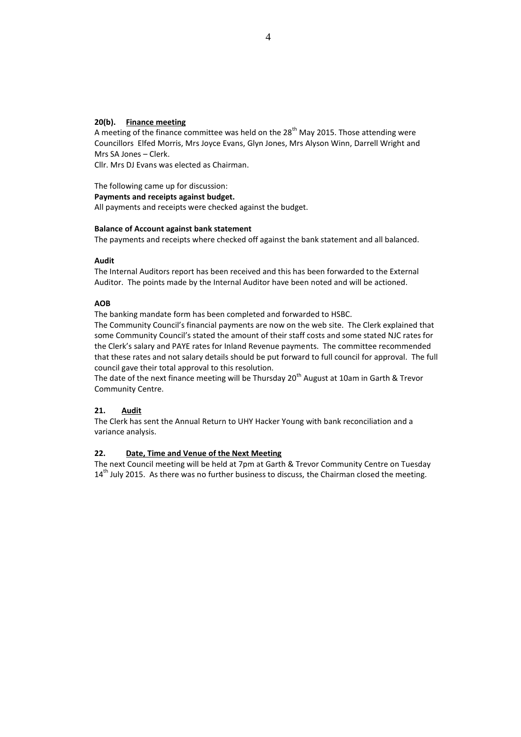**20(b). Finance meeting**

A meeting of the finance committee was held on the 28th May 2015. Those attending were Councillors Elfed Morris, Mrs Joyce Evans, Glyn Jones, Mrs Alyson Winn, Darrell Wright and Mrs SA Jones – Clerk.
Cllr. Mrs DJ Evans was elected as Chairman.

The following came up for discussion:

**Payments and receipts against budget.**

All payments and receipts were checked against the budget.

**Balance of Account against bank statement**

The payments and receipts where checked off against the bank statement and all balanced.

**Audit**

The Internal Auditors report has been received and this has been forwarded to the External Auditor. The points made by the Internal Auditor have been noted and will be actioned.

**AOB**

The banking mandate form has been completed and forwarded to HSBC.
The Community Council's financial payments are now on the web site. The Clerk explained that some Community Council's stated the amount of their staff costs and some stated NJC rates for the Clerk's salary and PAYE rates for Inland Revenue payments. The committee recommended that these rates and not salary details should be put forward to full council for approval. The full council gave their total approval to this resolution.
The date of the next finance meeting will be Thursday 20th August at 10am in Garth & Trevor Community Centre.

**21. Audit**

The Clerk has sent the Annual Return to UHY Hacker Young with bank reconciliation and a variance analysis.

**22. Date, Time and Venue of the Next Meeting**

The next Council meeting will be held at 7pm at Garth & Trevor Community Centre on Tuesday 14th July 2015. As there was no further business to discuss, the Chairman closed the meeting.